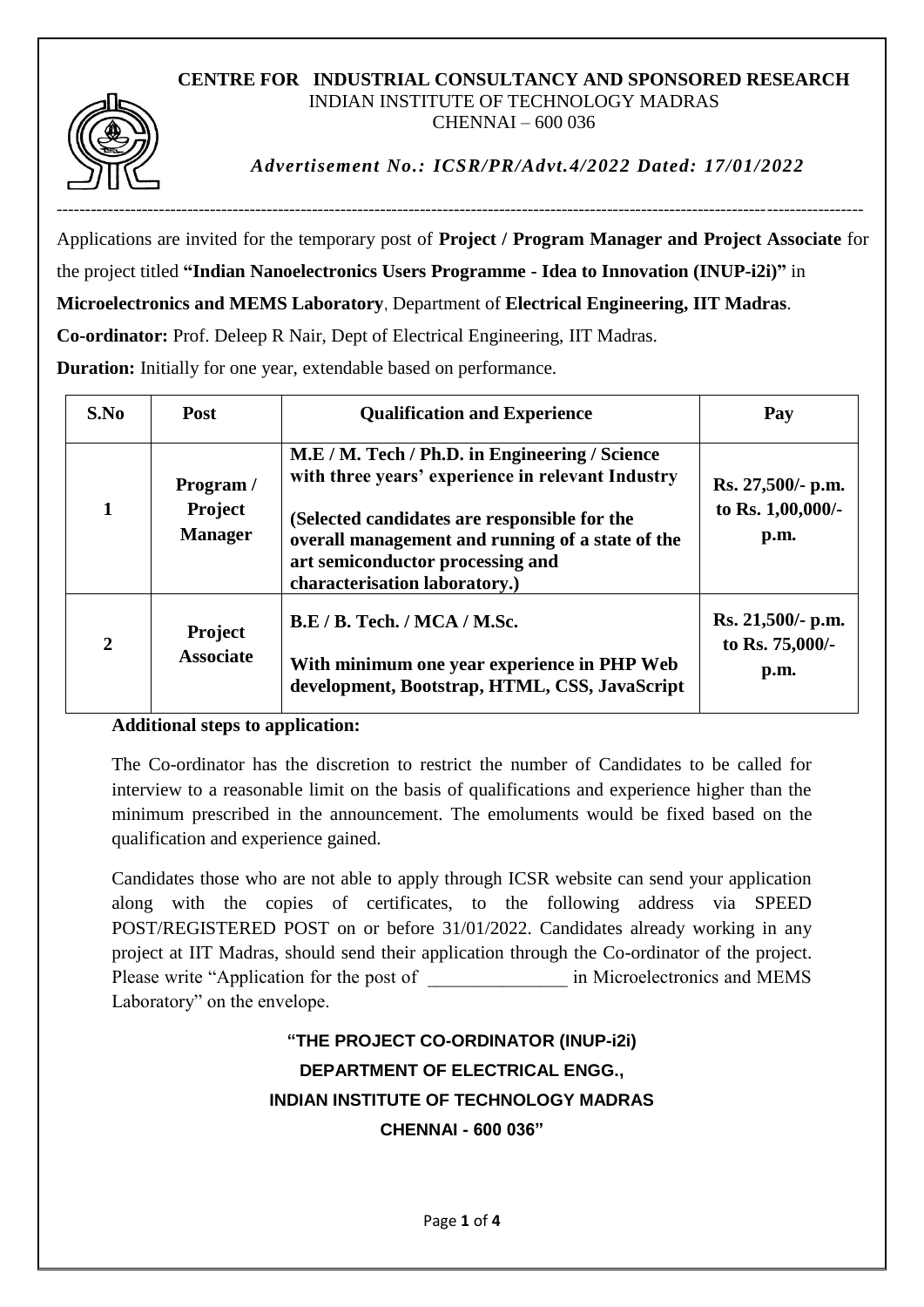**CENTRE FOR INDUSTRIAL CONSULTANCY AND SPONSORED RESEARCH**
INDIAN INSTITUTE OF TECHNOLOGY MADRAS
CHENNAI – 600 036

***Advertisement No.: ICSR/PR/Advt.4/2022 Dated: 17/01/2022***

---

Applications are invited for the temporary post of **Project / Program Manager and Project Associate** for the project titled **"Indian Nanoelectronics Users Programme - Idea to Innovation (INUP-i2i)"** in **Microelectronics and MEMS Laboratory**, Department of **Electrical Engineering, IIT Madras**.

**Co-ordinator:** Prof. Deleep R Nair, Dept of Electrical Engineering, IIT Madras.

**Duration:** Initially for one year, extendable based on performance.

| S.No | Post | Qualification and Experience | Pay |
|---|---|---|---|
| 1 | **Program / Project Manager** | **M.E / M. Tech / Ph.D. in Engineering / Science with three years' experience in relevant Industry**<br><br>**(Selected candidates are responsible for the overall management and running of a state of the art semiconductor processing and characterisation laboratory.)** | **Rs. 27,500/- p.m. to Rs. 1,00,000/- p.m.** |
| 2 | **Project Associate** | **B.E / B. Tech. / MCA / M.Sc.**<br><br>**With minimum one year experience in PHP Web development, Bootstrap, HTML, CSS, JavaScript** | **Rs. 21,500/- p.m. to Rs. 75,000/- p.m.** |

**Additional steps to application:**

The Co-ordinator has the discretion to restrict the number of Candidates to be called for interview to a reasonable limit on the basis of qualifications and experience higher than the minimum prescribed in the announcement. The emoluments would be fixed based on the qualification and experience gained.

Candidates those who are not able to apply through ICSR website can send your application along with the copies of certificates, to the following address via SPEED POST/REGISTERED POST on or before 31/01/2022. Candidates already working in any project at IIT Madras, should send their application through the Co-ordinator of the project. Please write "Application for the post of _______________ in Microelectronics and MEMS Laboratory" on the envelope.

**"THE PROJECT CO-ORDINATOR (INUP-i2i)**
**DEPARTMENT OF ELECTRICAL ENGG.,**
**INDIAN INSTITUTE OF TECHNOLOGY MADRAS**
**CHENNAI - 600 036"**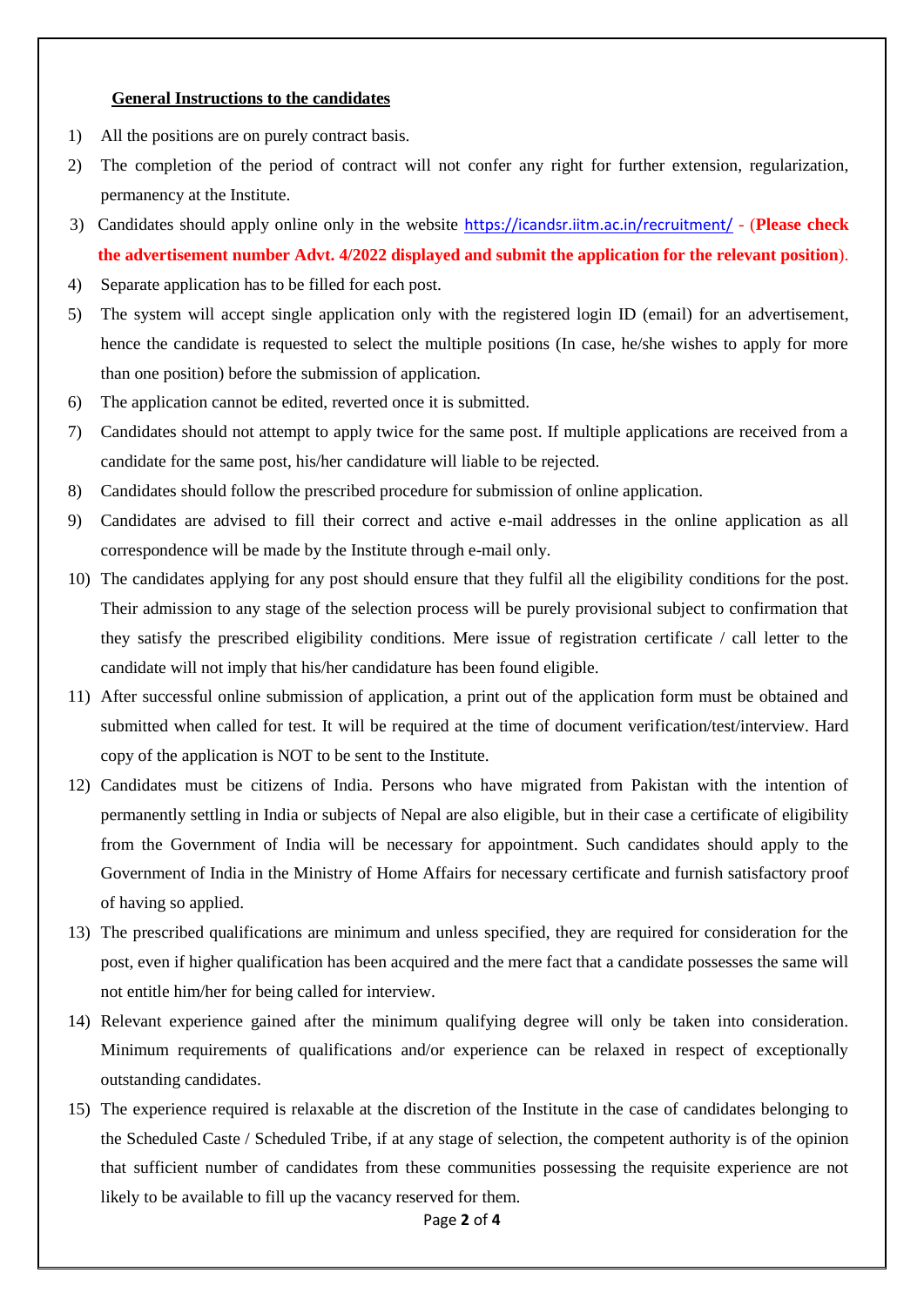**General Instructions to the candidates**

1) All the positions are on purely contract basis.
2) The completion of the period of contract will not confer any right for further extension, regularization, permanency at the Institute.
3) Candidates should apply online only in the website https://icandsr.iitm.ac.in/recruitment/ - (**Please check the advertisement number Advt. 4/2022 displayed and submit the application for the relevant position**).
4) Separate application has to be filled for each post.
5) The system will accept single application only with the registered login ID (email) for an advertisement, hence the candidate is requested to select the multiple positions (In case, he/she wishes to apply for more than one position) before the submission of application.
6) The application cannot be edited, reverted once it is submitted.
7) Candidates should not attempt to apply twice for the same post. If multiple applications are received from a candidate for the same post, his/her candidature will liable to be rejected.
8) Candidates should follow the prescribed procedure for submission of online application.
9) Candidates are advised to fill their correct and active e-mail addresses in the online application as all correspondence will be made by the Institute through e-mail only.
10) The candidates applying for any post should ensure that they fulfil all the eligibility conditions for the post. Their admission to any stage of the selection process will be purely provisional subject to confirmation that they satisfy the prescribed eligibility conditions. Mere issue of registration certificate / call letter to the candidate will not imply that his/her candidature has been found eligible.
11) After successful online submission of application, a print out of the application form must be obtained and submitted when called for test. It will be required at the time of document verification/test/interview. Hard copy of the application is NOT to be sent to the Institute.
12) Candidates must be citizens of India. Persons who have migrated from Pakistan with the intention of permanently settling in India or subjects of Nepal are also eligible, but in their case a certificate of eligibility from the Government of India will be necessary for appointment. Such candidates should apply to the Government of India in the Ministry of Home Affairs for necessary certificate and furnish satisfactory proof of having so applied.
13) The prescribed qualifications are minimum and unless specified, they are required for consideration for the post, even if higher qualification has been acquired and the mere fact that a candidate possesses the same will not entitle him/her for being called for interview.
14) Relevant experience gained after the minimum qualifying degree will only be taken into consideration. Minimum requirements of qualifications and/or experience can be relaxed in respect of exceptionally outstanding candidates.
15) The experience required is relaxable at the discretion of the Institute in the case of candidates belonging to the Scheduled Caste / Scheduled Tribe, if at any stage of selection, the competent authority is of the opinion that sufficient number of candidates from these communities possessing the requisite experience are not likely to be available to fill up the vacancy reserved for them.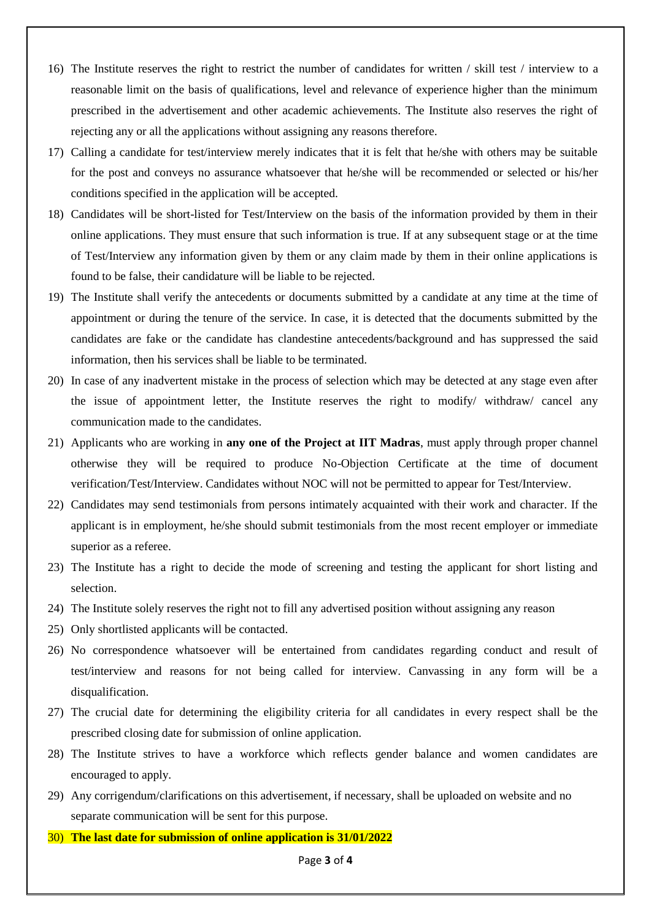16) The Institute reserves the right to restrict the number of candidates for written / skill test / interview to a reasonable limit on the basis of qualifications, level and relevance of experience higher than the minimum prescribed in the advertisement and other academic achievements. The Institute also reserves the right of rejecting any or all the applications without assigning any reasons therefore.

17) Calling a candidate for test/interview merely indicates that it is felt that he/she with others may be suitable for the post and conveys no assurance whatsoever that he/she will be recommended or selected or his/her conditions specified in the application will be accepted.

18) Candidates will be short-listed for Test/Interview on the basis of the information provided by them in their online applications. They must ensure that such information is true. If at any subsequent stage or at the time of Test/Interview any information given by them or any claim made by them in their online applications is found to be false, their candidature will be liable to be rejected.

19) The Institute shall verify the antecedents or documents submitted by a candidate at any time at the time of appointment or during the tenure of the service. In case, it is detected that the documents submitted by the candidates are fake or the candidate has clandestine antecedents/background and has suppressed the said information, then his services shall be liable to be terminated.

20) In case of any inadvertent mistake in the process of selection which may be detected at any stage even after the issue of appointment letter, the Institute reserves the right to modify/ withdraw/ cancel any communication made to the candidates.

21) Applicants who are working in **any one of the Project at IIT Madras**, must apply through proper channel otherwise they will be required to produce No-Objection Certificate at the time of document verification/Test/Interview. Candidates without NOC will not be permitted to appear for Test/Interview.

22) Candidates may send testimonials from persons intimately acquainted with their work and character. If the applicant is in employment, he/she should submit testimonials from the most recent employer or immediate superior as a referee.

23) The Institute has a right to decide the mode of screening and testing the applicant for short listing and selection.

24) The Institute solely reserves the right not to fill any advertised position without assigning any reason

25) Only shortlisted applicants will be contacted.

26) No correspondence whatsoever will be entertained from candidates regarding conduct and result of test/interview and reasons for not being called for interview. Canvassing in any form will be a disqualification.

27) The crucial date for determining the eligibility criteria for all candidates in every respect shall be the prescribed closing date for submission of online application.

28) The Institute strives to have a workforce which reflects gender balance and women candidates are encouraged to apply.

29) Any corrigendum/clarifications on this advertisement, if necessary, shall be uploaded on website and no separate communication will be sent for this purpose.

30) **The last date for submission of online application is 31/01/2022**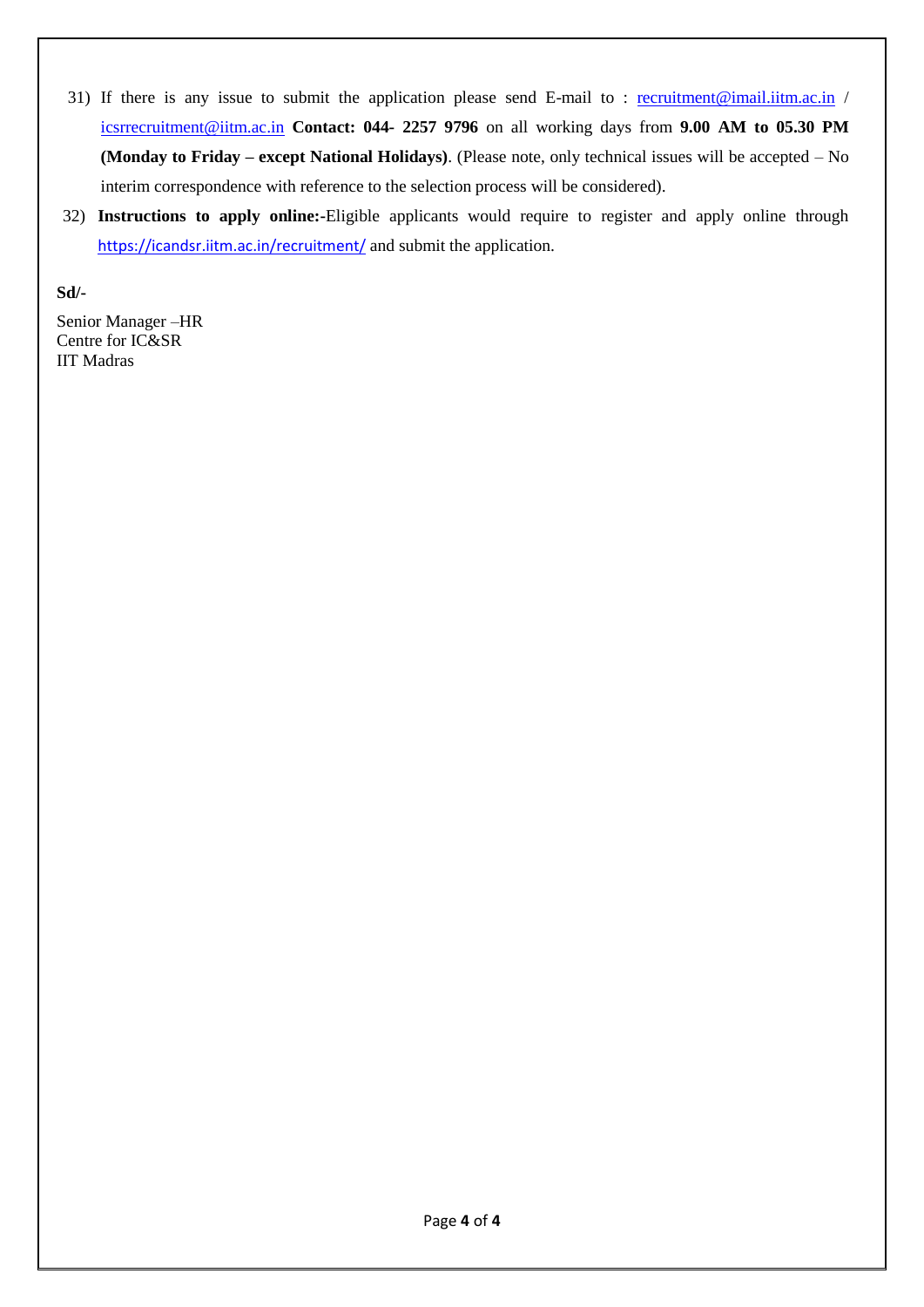31) If there is any issue to submit the application please send E-mail to : recruitment@imail.iitm.ac.in / icsrrecruitment@iitm.ac.in **Contact: 044- 2257 9796** on all working days from **9.00 AM to 05.30 PM (Monday to Friday – except National Holidays)**. (Please note, only technical issues will be accepted – No interim correspondence with reference to the selection process will be considered).

32) **Instructions to apply online:-**Eligible applicants would require to register and apply online through https://icandsr.iitm.ac.in/recruitment/ and submit the application.

**Sd/-**

Senior Manager –HR
Centre for IC&SR
IIT Madras